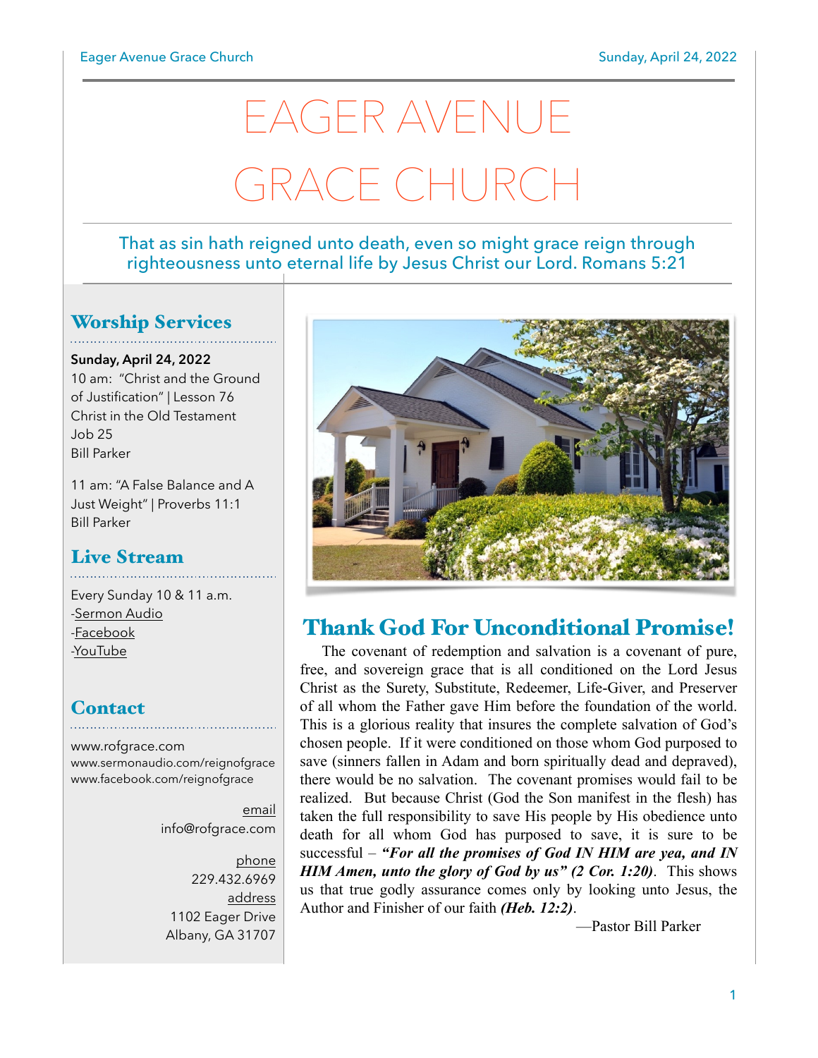# EAGER AVENUE GRACE CHURCH

That as sin hath reigned unto death, even so might grace reign through righteousness unto eternal life by Jesus Christ our Lord. Romans 5:21

## Worship Services

**Sunday, April 24, 2022**
10 am: "Christ and the Ground of Justification" | Lesson 76
Christ in the Old Testament
Job 25
Bill Parker

11 am: "A False Balance and A Just Weight" | Proverbs 11:1
Bill Parker

## Live Stream

Every Sunday 10 & 11 a.m.
-Sermon Audio
-Facebook
-YouTube

## Contact

www.rofgrace.com
www.sermonaudio.com/reignofgrace
www.facebook.com/reignofgrace

email
info@rofgrace.com

phone
229.432.6969

address
1102 Eager Drive
Albany, GA 31707

## Thank God For Unconditional Promise!

The covenant of redemption and salvation is a covenant of pure, free, and sovereign grace that is all conditioned on the Lord Jesus Christ as the Surety, Substitute, Redeemer, Life-Giver, and Preserver of all whom the Father gave Him before the foundation of the world. This is a glorious reality that insures the complete salvation of God's chosen people. If it were conditioned on those whom God purposed to save (sinners fallen in Adam and born spiritually dead and depraved), there would be no salvation. The covenant promises would fail to be realized. But because Christ (God the Son manifest in the flesh) has taken the full responsibility to save His people by His obedience unto death for all whom God has purposed to save, it is sure to be successful – ***"For all the promises of God IN HIM are yea, and IN HIM Amen, unto the glory of God by us" (2 Cor. 1:20)***. This shows us that true godly assurance comes only by looking unto Jesus, the Author and Finisher of our faith ***(Heb. 12:2)***.

—Pastor Bill Parker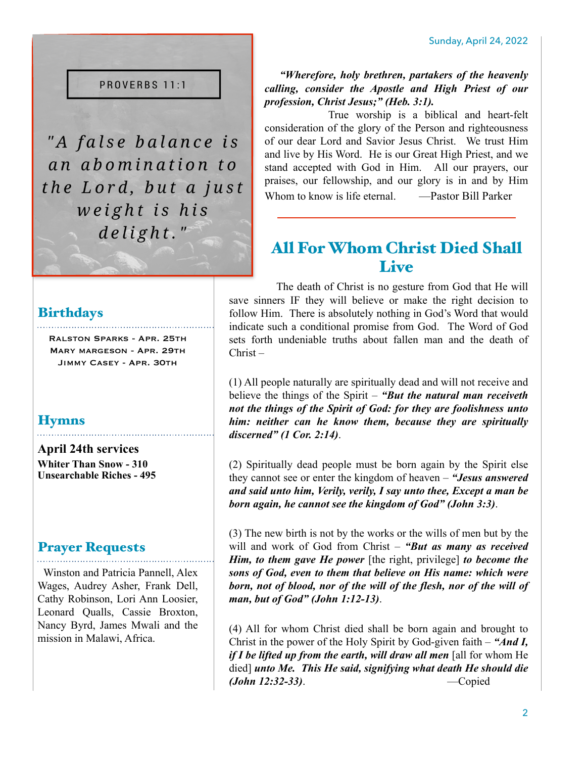Sunday, April 24, 2022

PROVERBS 11:1

*"A false balance is an abomination to the Lord, but a just weight is his delight."*

## Birthdays

Ralston Sparks - Apr. 25th
Mary margeson - Apr. 29th
Jimmy Casey - Apr. 30th

## Hymns

**April 24th services**
**Whiter Than Snow - 310**
**Unsearchable Riches - 495**

## Prayer Requests

Winston and Patricia Pannell, Alex Wages, Audrey Asher, Frank Dell, Cathy Robinson, Lori Ann Loosier, Leonard Qualls, Cassie Broxton, Nancy Byrd, James Mwali and the mission in Malawi, Africa.

***"Wherefore, holy brethren, partakers of the heavenly calling, consider the Apostle and High Priest of our profession, Christ Jesus;" (Heb. 3:1).***

True worship is a biblical and heart-felt consideration of the glory of the Person and righteousness of our dear Lord and Savior Jesus Christ. We trust Him and live by His Word. He is our Great High Priest, and we stand accepted with God in Him. All our prayers, our praises, our fellowship, and our glory is in and by Him Whom to know is life eternal. —Pastor Bill Parker

---

## All For Whom Christ Died Shall Live

The death of Christ is no gesture from God that He will save sinners IF they will believe or make the right decision to follow Him. There is absolutely nothing in God's Word that would indicate such a conditional promise from God. The Word of God sets forth undeniable truths about fallen man and the death of Christ –

(1) All people naturally are spiritually dead and will not receive and believe the things of the Spirit – ***"But the natural man receiveth not the things of the Spirit of God: for they are foolishness unto him: neither can he know them, because they are spiritually discerned" (1 Cor. 2:14)***.

(2) Spiritually dead people must be born again by the Spirit else they cannot see or enter the kingdom of heaven – ***"Jesus answered and said unto him, Verily, verily, I say unto thee, Except a man be born again, he cannot see the kingdom of God" (John 3:3)***.

(3) The new birth is not by the works or the wills of men but by the will and work of God from Christ – ***"But as many as received Him, to them gave He power*** [the right, privilege] ***to become the sons of God, even to them that believe on His name: which were born, not of blood, nor of the will of the flesh, nor of the will of man, but of God" (John 1:12-13)***.

(4) All for whom Christ died shall be born again and brought to Christ in the power of the Holy Spirit by God-given faith – ***"And I, if I be lifted up from the earth, will draw all men*** [all for whom He died] ***unto Me. This He said, signifying what death He should die (John 12:32-33)***. —Copied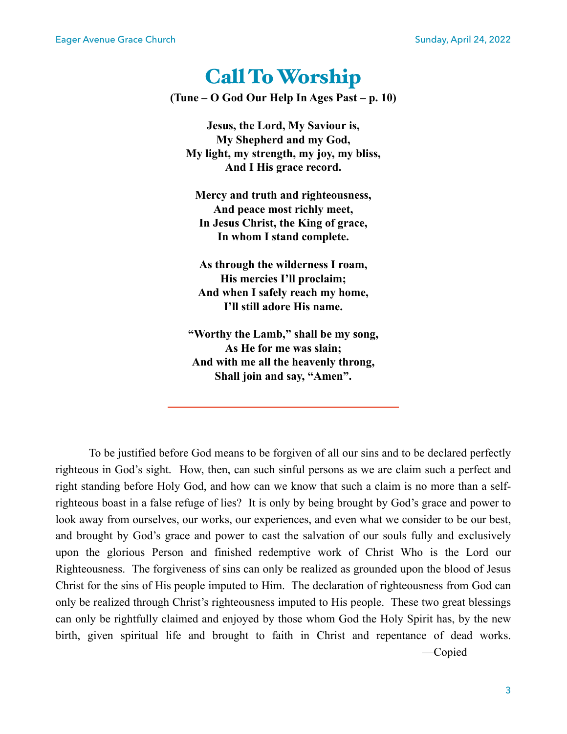# Call To Worship

**(Tune – O God Our Help In Ages Past – p. 10)**

**Jesus, the Lord, My Saviour is,**
**My Shepherd and my God,**
**My light, my strength, my joy, my bliss,**
**And I His grace record.**

**Mercy and truth and righteousness,**
**And peace most richly meet,**
**In Jesus Christ, the King of grace,**
**In whom I stand complete.**

**As through the wilderness I roam,**
**His mercies I'll proclaim;**
**And when I safely reach my home,**
**I'll still adore His name.**

**"Worthy the Lamb," shall be my song,**
**As He for me was slain;**
**And with me all the heavenly throng,**
**Shall join and say, "Amen".**

---

To be justified before God means to be forgiven of all our sins and to be declared perfectly righteous in God's sight. How, then, can such sinful persons as we are claim such a perfect and right standing before Holy God, and how can we know that such a claim is no more than a self-righteous boast in a false refuge of lies? It is only by being brought by God's grace and power to look away from ourselves, our works, our experiences, and even what we consider to be our best, and brought by God's grace and power to cast the salvation of our souls fully and exclusively upon the glorious Person and finished redemptive work of Christ Who is the Lord our Righteousness. The forgiveness of sins can only be realized as grounded upon the blood of Jesus Christ for the sins of His people imputed to Him. The declaration of righteousness from God can only be realized through Christ's righteousness imputed to His people. These two great blessings can only be rightfully claimed and enjoyed by those whom God the Holy Spirit has, by the new birth, given spiritual life and brought to faith in Christ and repentance of dead works.

—Copied